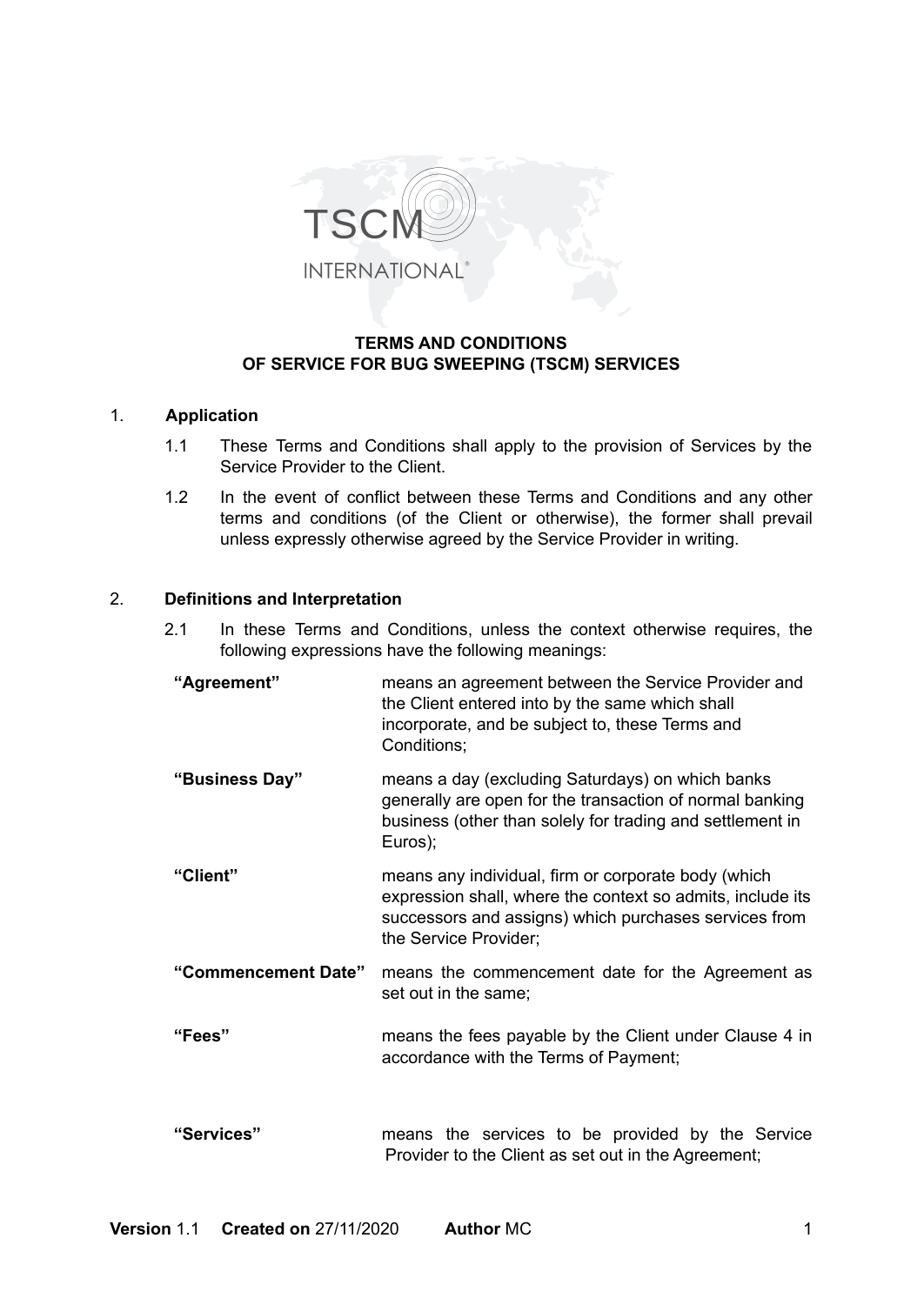# TERMS AND CONDITIONS OF SERVICE FOR BUG SWEEPING (TSCM) SERVICES

## 1. Application

1.1 These Terms and Conditions shall apply to the provision of Services by the Service Provider to the Client.

1.2 In the event of conflict between these Terms and Conditions and any other terms and conditions (of the Client or otherwise), the former shall prevail unless expressly otherwise agreed by the Service Provider in writing.

## 2. Definitions and Interpretation

2.1 In these Terms and Conditions, unless the context otherwise requires, the following expressions have the following meanings:

| | |
|---|---|
| **"Agreement"** | means an agreement between the Service Provider and the Client entered into by the same which shall incorporate, and be subject to, these Terms and Conditions; |
| **"Business Day"** | means a day (excluding Saturdays) on which banks generally are open for the transaction of normal banking business (other than solely for trading and settlement in Euros); |
| **"Client"** | means any individual, firm or corporate body (which expression shall, where the context so admits, include its successors and assigns) which purchases services from the Service Provider; |
| **"Commencement Date"** | means the commencement date for the Agreement as set out in the same; |
| **"Fees"** | means the fees payable by the Client under Clause 4 in accordance with the Terms of Payment; |
| **"Services"** | means the services to be provided by the Service Provider to the Client as set out in the Agreement; |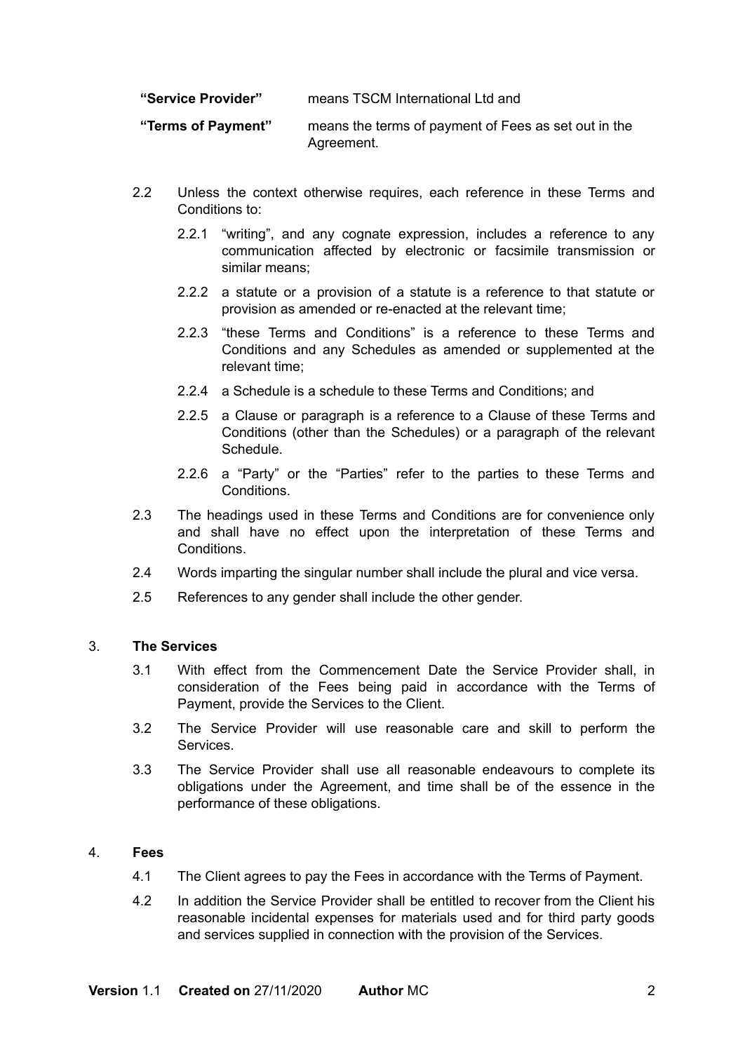| | |
|---|---|
| **"Service Provider"** | means TSCM International Ltd and |
| **"Terms of Payment"** | means the terms of payment of Fees as set out in the Agreement. |

2.2 Unless the context otherwise requires, each reference in these Terms and Conditions to:

2.2.1 "writing", and any cognate expression, includes a reference to any communication affected by electronic or facsimile transmission or similar means;

2.2.2 a statute or a provision of a statute is a reference to that statute or provision as amended or re-enacted at the relevant time;

2.2.3 "these Terms and Conditions" is a reference to these Terms and Conditions and any Schedules as amended or supplemented at the relevant time;

2.2.4 a Schedule is a schedule to these Terms and Conditions; and

2.2.5 a Clause or paragraph is a reference to a Clause of these Terms and Conditions (other than the Schedules) or a paragraph of the relevant Schedule.

2.2.6 a "Party" or the "Parties" refer to the parties to these Terms and Conditions.

2.3 The headings used in these Terms and Conditions are for convenience only and shall have no effect upon the interpretation of these Terms and Conditions.

2.4 Words imparting the singular number shall include the plural and vice versa.

2.5 References to any gender shall include the other gender.

## 3. The Services

3.1 With effect from the Commencement Date the Service Provider shall, in consideration of the Fees being paid in accordance with the Terms of Payment, provide the Services to the Client.

3.2 The Service Provider will use reasonable care and skill to perform the Services.

3.3 The Service Provider shall use all reasonable endeavours to complete its obligations under the Agreement, and time shall be of the essence in the performance of these obligations.

## 4. Fees

4.1 The Client agrees to pay the Fees in accordance with the Terms of Payment.

4.2 In addition the Service Provider shall be entitled to recover from the Client his reasonable incidental expenses for materials used and for third party goods and services supplied in connection with the provision of the Services.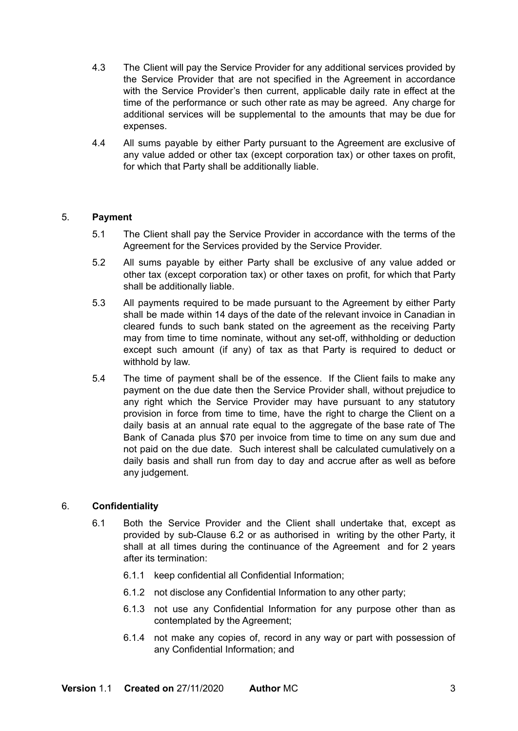4.3 The Client will pay the Service Provider for any additional services provided by the Service Provider that are not specified in the Agreement in accordance with the Service Provider's then current, applicable daily rate in effect at the time of the performance or such other rate as may be agreed. Any charge for additional services will be supplemental to the amounts that may be due for expenses.

4.4 All sums payable by either Party pursuant to the Agreement are exclusive of any value added or other tax (except corporation tax) or other taxes on profit, for which that Party shall be additionally liable.

## 5. **Payment**

5.1 The Client shall pay the Service Provider in accordance with the terms of the Agreement for the Services provided by the Service Provider.

5.2 All sums payable by either Party shall be exclusive of any value added or other tax (except corporation tax) or other taxes on profit, for which that Party shall be additionally liable.

5.3 All payments required to be made pursuant to the Agreement by either Party shall be made within 14 days of the date of the relevant invoice in Canadian in cleared funds to such bank stated on the agreement as the receiving Party may from time to time nominate, without any set-off, withholding or deduction except such amount (if any) of tax as that Party is required to deduct or withhold by law.

5.4 The time of payment shall be of the essence. If the Client fails to make any payment on the due date then the Service Provider shall, without prejudice to any right which the Service Provider may have pursuant to any statutory provision in force from time to time, have the right to charge the Client on a daily basis at an annual rate equal to the aggregate of the base rate of The Bank of Canada plus $70 per invoice from time to time on any sum due and not paid on the due date. Such interest shall be calculated cumulatively on a daily basis and shall run from day to day and accrue after as well as before any judgement.

## 6. **Confidentiality**

6.1 Both the Service Provider and the Client shall undertake that, except as provided by sub-Clause 6.2 or as authorised in writing by the other Party, it shall at all times during the continuance of the Agreement and for 2 years after its termination:

6.1.1 keep confidential all Confidential Information;

6.1.2 not disclose any Confidential Information to any other party;

6.1.3 not use any Confidential Information for any purpose other than as contemplated by the Agreement;

6.1.4 not make any copies of, record in any way or part with possession of any Confidential Information; and

**Version** 1.1 **Created on** 27/11/2020 **Author** MC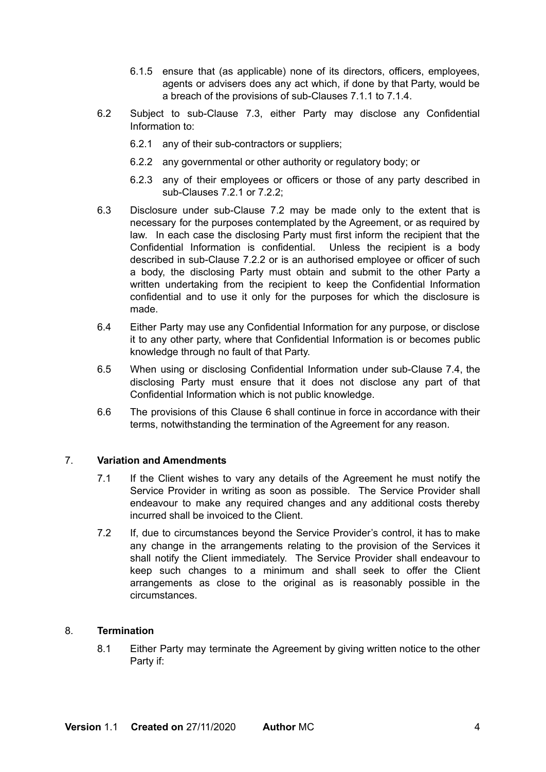6.1.5 ensure that (as applicable) none of its directors, officers, employees, agents or advisers does any act which, if done by that Party, would be a breach of the provisions of sub-Clauses 7.1.1 to 7.1.4.

6.2 Subject to sub-Clause 7.3, either Party may disclose any Confidential Information to:

6.2.1 any of their sub-contractors or suppliers;

6.2.2 any governmental or other authority or regulatory body; or

6.2.3 any of their employees or officers or those of any party described in sub-Clauses 7.2.1 or 7.2.2;

6.3 Disclosure under sub-Clause 7.2 may be made only to the extent that is necessary for the purposes contemplated by the Agreement, or as required by law. In each case the disclosing Party must first inform the recipient that the Confidential Information is confidential. Unless the recipient is a body described in sub-Clause 7.2.2 or is an authorised employee or officer of such a body, the disclosing Party must obtain and submit to the other Party a written undertaking from the recipient to keep the Confidential Information confidential and to use it only for the purposes for which the disclosure is made.

6.4 Either Party may use any Confidential Information for any purpose, or disclose it to any other party, where that Confidential Information is or becomes public knowledge through no fault of that Party.

6.5 When using or disclosing Confidential Information under sub-Clause 7.4, the disclosing Party must ensure that it does not disclose any part of that Confidential Information which is not public knowledge.

6.6 The provisions of this Clause 6 shall continue in force in accordance with their terms, notwithstanding the termination of the Agreement for any reason.

## 7. **Variation and Amendments**

7.1 If the Client wishes to vary any details of the Agreement he must notify the Service Provider in writing as soon as possible. The Service Provider shall endeavour to make any required changes and any additional costs thereby incurred shall be invoiced to the Client.

7.2 If, due to circumstances beyond the Service Provider's control, it has to make any change in the arrangements relating to the provision of the Services it shall notify the Client immediately. The Service Provider shall endeavour to keep such changes to a minimum and shall seek to offer the Client arrangements as close to the original as is reasonably possible in the circumstances.

## 8. **Termination**

8.1 Either Party may terminate the Agreement by giving written notice to the other Party if: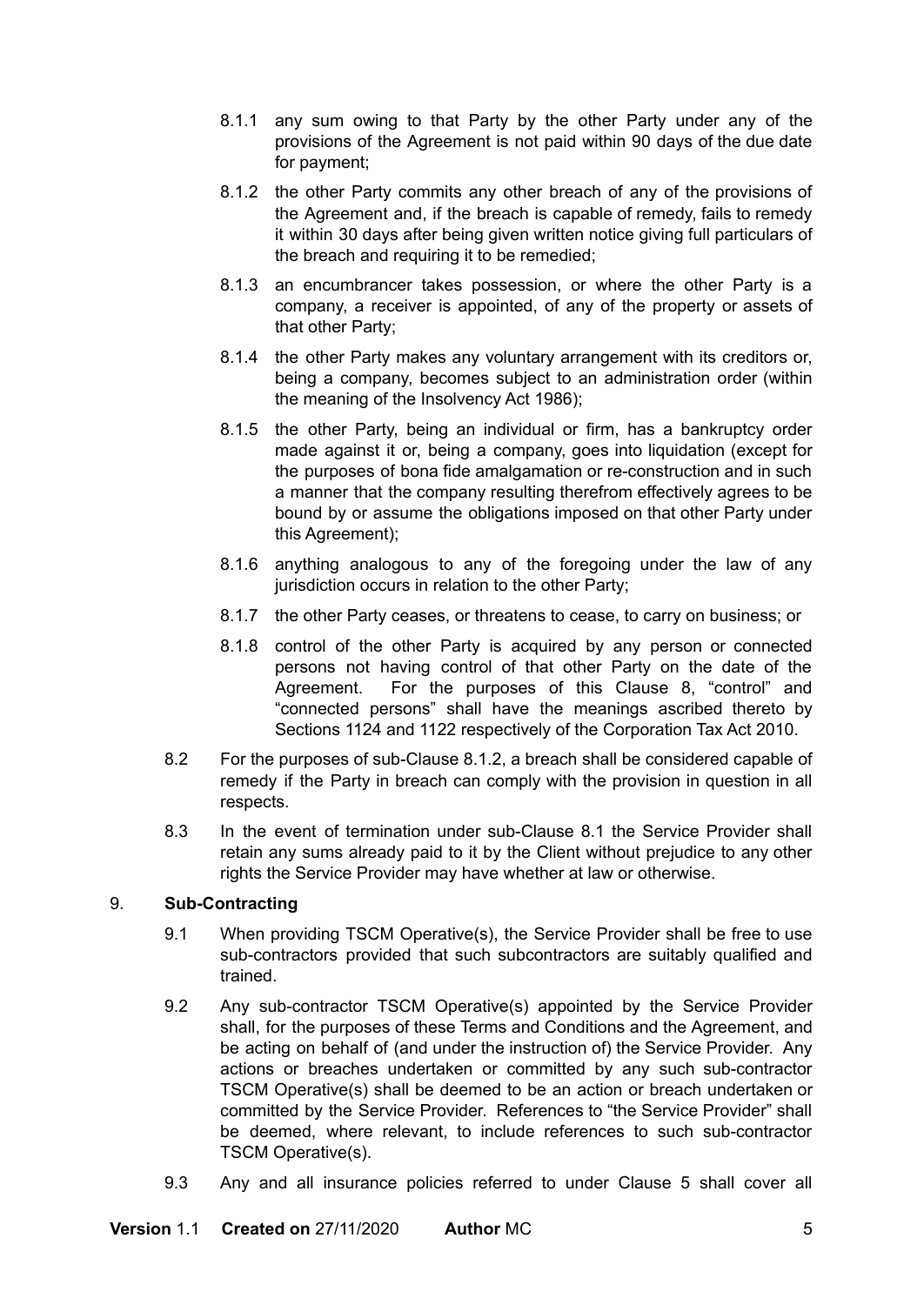8.1.1 any sum owing to that Party by the other Party under any of the provisions of the Agreement is not paid within 90 days of the due date for payment;

8.1.2 the other Party commits any other breach of any of the provisions of the Agreement and, if the breach is capable of remedy, fails to remedy it within 30 days after being given written notice giving full particulars of the breach and requiring it to be remedied;

8.1.3 an encumbrancer takes possession, or where the other Party is a company, a receiver is appointed, of any of the property or assets of that other Party;

8.1.4 the other Party makes any voluntary arrangement with its creditors or, being a company, becomes subject to an administration order (within the meaning of the Insolvency Act 1986);

8.1.5 the other Party, being an individual or firm, has a bankruptcy order made against it or, being a company, goes into liquidation (except for the purposes of bona fide amalgamation or re-construction and in such a manner that the company resulting therefrom effectively agrees to be bound by or assume the obligations imposed on that other Party under this Agreement);

8.1.6 anything analogous to any of the foregoing under the law of any jurisdiction occurs in relation to the other Party;

8.1.7 the other Party ceases, or threatens to cease, to carry on business; or

8.1.8 control of the other Party is acquired by any person or connected persons not having control of that other Party on the date of the Agreement. For the purposes of this Clause 8, "control" and "connected persons" shall have the meanings ascribed thereto by Sections 1124 and 1122 respectively of the Corporation Tax Act 2010.

8.2 For the purposes of sub-Clause 8.1.2, a breach shall be considered capable of remedy if the Party in breach can comply with the provision in question in all respects.

8.3 In the event of termination under sub-Clause 8.1 the Service Provider shall retain any sums already paid to it by the Client without prejudice to any other rights the Service Provider may have whether at law or otherwise.

9. **Sub-Contracting**

9.1 When providing TSCM Operative(s), the Service Provider shall be free to use sub-contractors provided that such subcontractors are suitably qualified and trained.

9.2 Any sub-contractor TSCM Operative(s) appointed by the Service Provider shall, for the purposes of these Terms and Conditions and the Agreement, and be acting on behalf of (and under the instruction of) the Service Provider. Any actions or breaches undertaken or committed by any such sub-contractor TSCM Operative(s) shall be deemed to be an action or breach undertaken or committed by the Service Provider. References to "the Service Provider" shall be deemed, where relevant, to include references to such sub-contractor TSCM Operative(s).

9.3 Any and all insurance policies referred to under Clause 5 shall cover all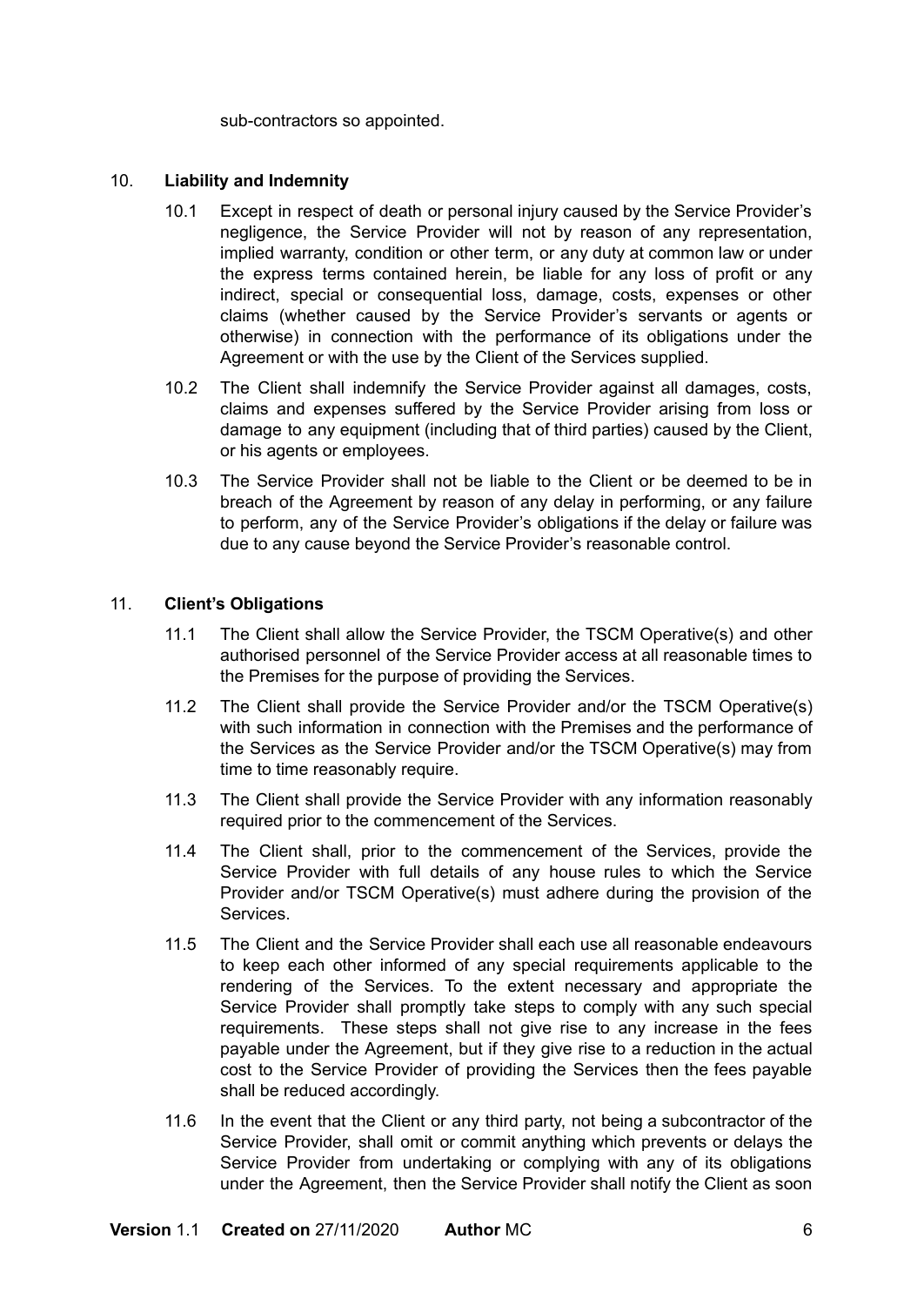sub-contractors so appointed.

10. **Liability and Indemnity**

10.1 Except in respect of death or personal injury caused by the Service Provider's negligence, the Service Provider will not by reason of any representation, implied warranty, condition or other term, or any duty at common law or under the express terms contained herein, be liable for any loss of profit or any indirect, special or consequential loss, damage, costs, expenses or other claims (whether caused by the Service Provider's servants or agents or otherwise) in connection with the performance of its obligations under the Agreement or with the use by the Client of the Services supplied.

10.2 The Client shall indemnify the Service Provider against all damages, costs, claims and expenses suffered by the Service Provider arising from loss or damage to any equipment (including that of third parties) caused by the Client, or his agents or employees.

10.3 The Service Provider shall not be liable to the Client or be deemed to be in breach of the Agreement by reason of any delay in performing, or any failure to perform, any of the Service Provider's obligations if the delay or failure was due to any cause beyond the Service Provider's reasonable control.

11. **Client's Obligations**

11.1 The Client shall allow the Service Provider, the TSCM Operative(s) and other authorised personnel of the Service Provider access at all reasonable times to the Premises for the purpose of providing the Services.

11.2 The Client shall provide the Service Provider and/or the TSCM Operative(s) with such information in connection with the Premises and the performance of the Services as the Service Provider and/or the TSCM Operative(s) may from time to time reasonably require.

11.3 The Client shall provide the Service Provider with any information reasonably required prior to the commencement of the Services.

11.4 The Client shall, prior to the commencement of the Services, provide the Service Provider with full details of any house rules to which the Service Provider and/or TSCM Operative(s) must adhere during the provision of the Services.

11.5 The Client and the Service Provider shall each use all reasonable endeavours to keep each other informed of any special requirements applicable to the rendering of the Services. To the extent necessary and appropriate the Service Provider shall promptly take steps to comply with any such special requirements. These steps shall not give rise to any increase in the fees payable under the Agreement, but if they give rise to a reduction in the actual cost to the Service Provider of providing the Services then the fees payable shall be reduced accordingly.

11.6 In the event that the Client or any third party, not being a subcontractor of the Service Provider, shall omit or commit anything which prevents or delays the Service Provider from undertaking or complying with any of its obligations under the Agreement, then the Service Provider shall notify the Client as soon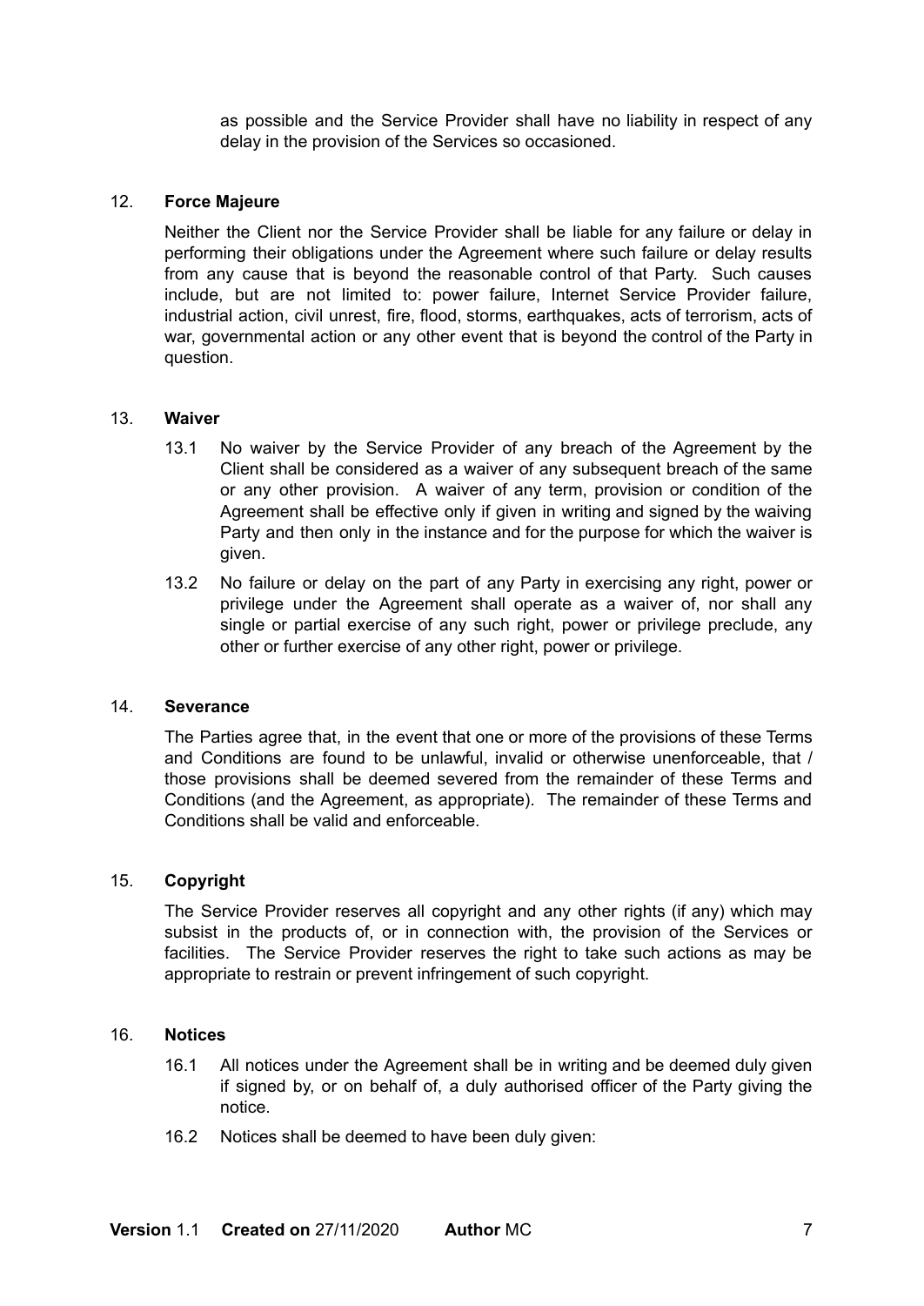as possible and the Service Provider shall have no liability in respect of any delay in the provision of the Services so occasioned.

## 12. Force Majeure

Neither the Client nor the Service Provider shall be liable for any failure or delay in performing their obligations under the Agreement where such failure or delay results from any cause that is beyond the reasonable control of that Party. Such causes include, but are not limited to: power failure, Internet Service Provider failure, industrial action, civil unrest, fire, flood, storms, earthquakes, acts of terrorism, acts of war, governmental action or any other event that is beyond the control of the Party in question.

## 13. Waiver

13.1 No waiver by the Service Provider of any breach of the Agreement by the Client shall be considered as a waiver of any subsequent breach of the same or any other provision. A waiver of any term, provision or condition of the Agreement shall be effective only if given in writing and signed by the waiving Party and then only in the instance and for the purpose for which the waiver is given.

13.2 No failure or delay on the part of any Party in exercising any right, power or privilege under the Agreement shall operate as a waiver of, nor shall any single or partial exercise of any such right, power or privilege preclude, any other or further exercise of any other right, power or privilege.

## 14. Severance

The Parties agree that, in the event that one or more of the provisions of these Terms and Conditions are found to be unlawful, invalid or otherwise unenforceable, that / those provisions shall be deemed severed from the remainder of these Terms and Conditions (and the Agreement, as appropriate). The remainder of these Terms and Conditions shall be valid and enforceable.

## 15. Copyright

The Service Provider reserves all copyright and any other rights (if any) which may subsist in the products of, or in connection with, the provision of the Services or facilities. The Service Provider reserves the right to take such actions as may be appropriate to restrain or prevent infringement of such copyright.

## 16. Notices

16.1 All notices under the Agreement shall be in writing and be deemed duly given if signed by, or on behalf of, a duly authorised officer of the Party giving the notice.

16.2 Notices shall be deemed to have been duly given: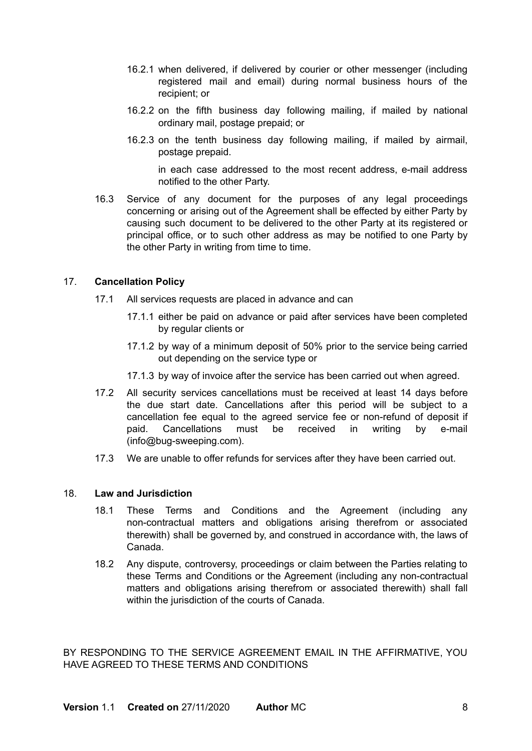16.2.1 when delivered, if delivered by courier or other messenger (including registered mail and email) during normal business hours of the recipient; or

16.2.2 on the fifth business day following mailing, if mailed by national ordinary mail, postage prepaid; or

16.2.3 on the tenth business day following mailing, if mailed by airmail, postage prepaid.

in each case addressed to the most recent address, e-mail address notified to the other Party.

16.3 Service of any document for the purposes of any legal proceedings concerning or arising out of the Agreement shall be effected by either Party by causing such document to be delivered to the other Party at its registered or principal office, or to such other address as may be notified to one Party by the other Party in writing from time to time.

## 17. Cancellation Policy

17.1 All services requests are placed in advance and can

17.1.1 either be paid on advance or paid after services have been completed by regular clients or

17.1.2 by way of a minimum deposit of 50% prior to the service being carried out depending on the service type or

17.1.3 by way of invoice after the service has been carried out when agreed.

17.2 All security services cancellations must be received at least 14 days before the due start date. Cancellations after this period will be subject to a cancellation fee equal to the agreed service fee or non-refund of deposit if paid. Cancellations must be received in writing by e-mail (info@bug-sweeping.com).

17.3 We are unable to offer refunds for services after they have been carried out.

## 18. Law and Jurisdiction

18.1 These Terms and Conditions and the Agreement (including any non-contractual matters and obligations arising therefrom or associated therewith) shall be governed by, and construed in accordance with, the laws of Canada.

18.2 Any dispute, controversy, proceedings or claim between the Parties relating to these Terms and Conditions or the Agreement (including any non-contractual matters and obligations arising therefrom or associated therewith) shall fall within the jurisdiction of the courts of Canada.

BY RESPONDING TO THE SERVICE AGREEMENT EMAIL IN THE AFFIRMATIVE, YOU HAVE AGREED TO THESE TERMS AND CONDITIONS

**Version** 1.1 **Created on** 27/11/2020 **Author** MC